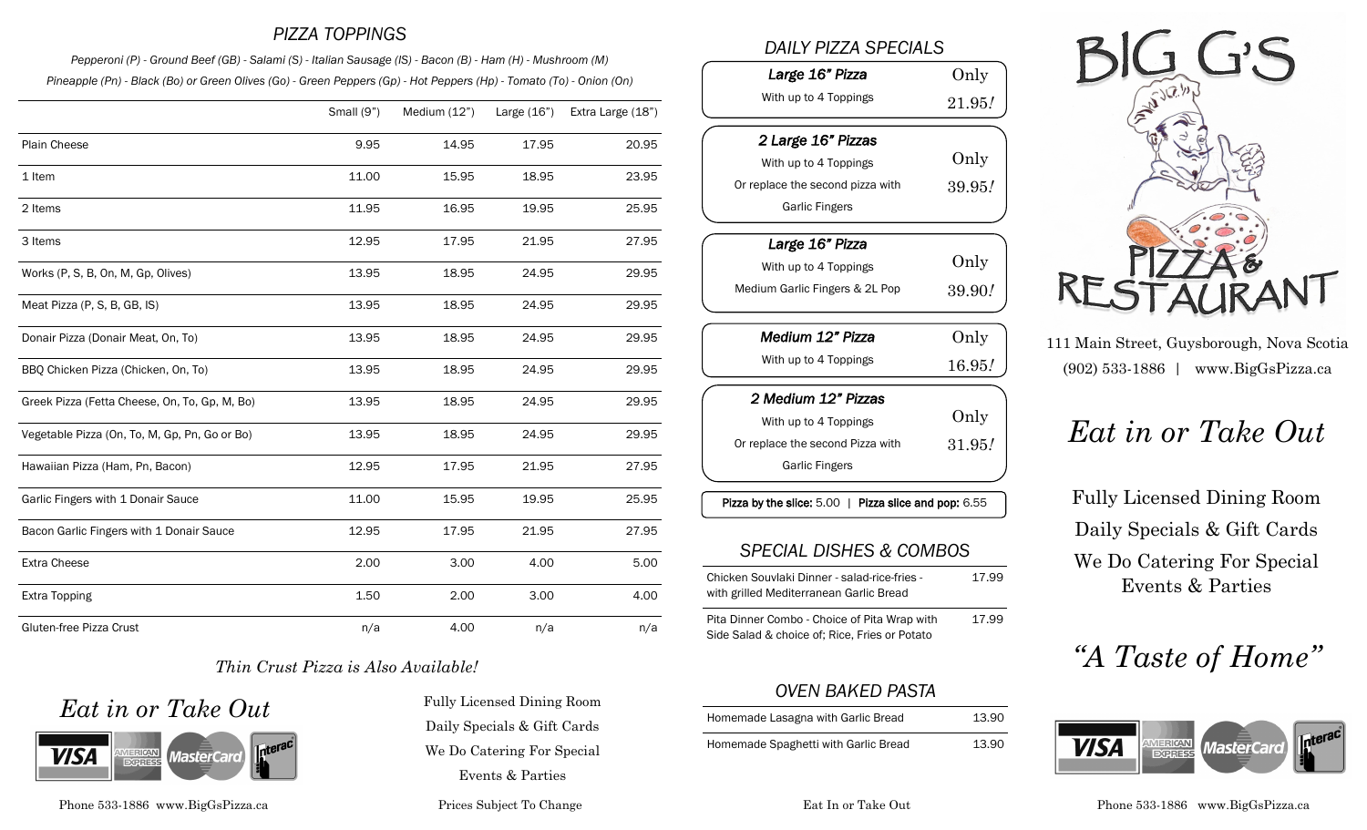## PIZZA TOPPINGS

*Pepperoni (P) - Ground Beef (GB) - Salami (S) - Italian Sausage (IS) - Bacon (B) - Ham (H) - Mushroom (M)*
*Pineapple (Pn) - Black (Bo) or Green Olives (Go) - Green Peppers (Gp) - Hot Peppers (Hp) - Tomato (To) - Onion (On)*

| | Small (9") | Medium (12") | Large (16") | Extra Large (18") |
|---|---|---|---|---|
| Plain Cheese | 9.95 | 14.95 | 17.95 | 20.95 |
| 1 Item | 11.00 | 15.95 | 18.95 | 23.95 |
| 2 Items | 11.95 | 16.95 | 19.95 | 25.95 |
| 3 Items | 12.95 | 17.95 | 21.95 | 27.95 |
| Works (P, S, B, On, M, Gp, Olives) | 13.95 | 18.95 | 24.95 | 29.95 |
| Meat Pizza (P, S, B, GB, IS) | 13.95 | 18.95 | 24.95 | 29.95 |
| Donair Pizza (Donair Meat, On, To) | 13.95 | 18.95 | 24.95 | 29.95 |
| BBQ Chicken Pizza (Chicken, On, To) | 13.95 | 18.95 | 24.95 | 29.95 |
| Greek Pizza (Fetta Cheese, On, To, Gp, M, Bo) | 13.95 | 18.95 | 24.95 | 29.95 |
| Vegetable Pizza (On, To, M, Gp, Pn, Go or Bo) | 13.95 | 18.95 | 24.95 | 29.95 |
| Hawaiian Pizza (Ham, Pn, Bacon) | 12.95 | 17.95 | 21.95 | 27.95 |
| Garlic Fingers with 1 Donair Sauce | 11.00 | 15.95 | 19.95 | 25.95 |
| Bacon Garlic Fingers with 1 Donair Sauce | 12.95 | 17.95 | 21.95 | 27.95 |
| Extra Cheese | 2.00 | 3.00 | 4.00 | 5.00 |
| Extra Topping | 1.50 | 2.00 | 3.00 | 4.00 |
| Gluten-free Pizza Crust | n/a | 4.00 | n/a | n/a |

*Thin Crust Pizza is Also Available!*

*Eat in or Take Out*

Fully Licensed Dining Room
Daily Specials & Gift Cards
We Do Catering For Special Events & Parties

Phone 533-1886 www.BigGsPizza.ca

Prices Subject To Change

## DAILY PIZZA SPECIALS

***Large 16" Pizza***
With up to 4 Toppings
Only 21.95!

***2 Large 16" Pizzas***
With up to 4 Toppings
Or replace the second pizza with Garlic Fingers
Only 39.95!

***Large 16" Pizza***
With up to 4 Toppings
Medium Garlic Fingers & 2L Pop
Only 39.90!

***Medium 12" Pizza***
With up to 4 Toppings
Only 16.95!

***2 Medium 12" Pizzas***
With up to 4 Toppings
Or replace the second Pizza with Garlic Fingers
Only 31.95!

**Pizza by the slice:** 5.00 | **Pizza slice and pop:** 6.55

## SPECIAL DISHES & COMBOS

| | |
|---|---|
| Chicken Souvlaki Dinner - salad-rice-fries - with grilled Mediterranean Garlic Bread | 17.99 |
| Pita Dinner Combo - Choice of Pita Wrap with Side Salad & choice of; Rice, Fries or Potato | 17.99 |

## OVEN BAKED PASTA

| | |
|---|---|
| Homemade Lasagna with Garlic Bread | 13.90 |
| Homemade Spaghetti with Garlic Bread | 13.90 |

Eat In or Take Out

# BIG G'S PIZZA & RESTAURANT

111 Main Street, Guysborough, Nova Scotia
(902) 533-1886 | www.BigGsPizza.ca

*Eat in or Take Out*

Fully Licensed Dining Room
Daily Specials & Gift Cards
We Do Catering For Special Events & Parties

*"A Taste of Home"*

Phone 533-1886 www.BigGsPizza.ca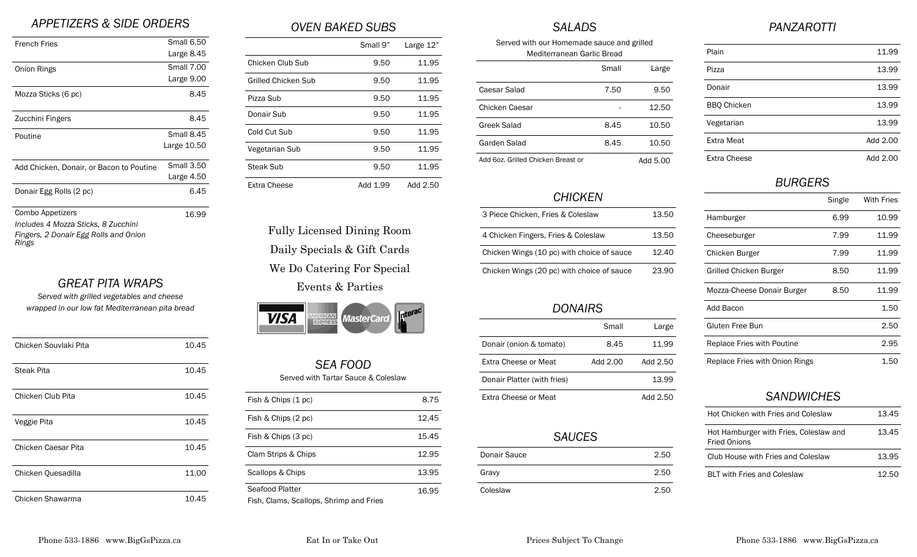## APPETIZERS & SIDE ORDERS

| | |
|---|---|
| French Fries | Small 6.50<br>Large 8.45 |
| Onion Rings | Small 7.00<br>Large 9.00 |
| Mozza Sticks (6 pc) | 8.45 |
| Zucchini Fingers | 8.45 |
| Poutine | Small 8.45<br>Large 10.50 |
| Add Chicken, Donair, or Bacon to Poutine | Small 3.50<br>Large 4.50 |
| Donair Egg Rolls (2 pc) | 6.45 |
| Combo Appetizers<br>*Includes 4 Mozza Sticks, 8 Zucchini Fingers, 2 Donair Egg Rolls and Onion Rings* | 16.99 |

## GREAT PITA WRAPS

*Served with grilled vegetables and cheese wrapped in our low fat Mediterranean pita bread*

| | |
|---|---|
| Chicken Souvlaki Pita | 10.45 |
| Steak Pita | 10.45 |
| Chicken Club Pita | 10.45 |
| Veggie Pita | 10.45 |
| Chicken Caesar Pita | 10.45 |
| Chicken Quesadilla | 11.00 |
| Chicken Shawarma | 10.45 |

## OVEN BAKED SUBS

| | Small 9" | Large 12" |
|---|---|---|
| Chicken Club Sub | 9.50 | 11.95 |
| Grilled Chicken Sub | 9.50 | 11.95 |
| Pizza Sub | 9.50 | 11.95 |
| Donair Sub | 9.50 | 11.95 |
| Cold Cut Sub | 9.50 | 11.95 |
| Vegetarian Sub | 9.50 | 11.95 |
| Steak Sub | 9.50 | 11.95 |
| Extra Cheese | Add 1.99 | Add 2.50 |

Fully Licensed Dining Room
Daily Specials & Gift Cards
We Do Catering For Special Events & Parties

VISA AMERICAN EXPRESS MasterCard Interac

## SEA FOOD

Served with Tartar Sauce & Coleslaw

| | |
|---|---|
| Fish & Chips (1 pc) | 8.75 |
| Fish & Chips (2 pc) | 12.45 |
| Fish & Chips (3 pc) | 15.45 |
| Clam Strips & Chips | 12.95 |
| Scallops & Chips | 13.95 |
| Seafood Platter<br>Fish, Clams, Scallops, Shrimp and Fries | 16.95 |

## SALADS

Served with our Homemade sauce and grilled Mediterranean Garlic Bread

| | Small | Large |
|---|---|---|
| Caesar Salad | 7.50 | 9.50 |
| Chicken Caesar | - | 12.50 |
| Greek Salad | 8.45 | 10.50 |
| Garden Salad | 8.45 | 10.50 |
| Add 6oz. Grilled Chicken Breast or | | Add 5.00 |

## CHICKEN

| | |
|---|---|
| 3 Piece Chicken, Fries & Coleslaw | 13.50 |
| 4 Chicken Fingers, Fries & Coleslaw | 13.50 |
| Chicken Wings (10 pc) with choice of sauce | 12.40 |
| Chicken Wings (20 pc) with choice of sauce | 23.90 |

## DONAIRS

| | Small | Large |
|---|---|---|
| Donair (onion & tomato) | 8.45 | 11.99 |
| Extra Cheese or Meat | Add 2.00 | Add 2.50 |
| Donair Platter (with fries) | | 13.99 |
| Extra Cheese or Meat | | Add 2.50 |

## SAUCES

| | |
|---|---|
| Donair Sauce | 2.50 |
| Gravy | 2.50 |
| Coleslaw | 2.50 |

## PANZAROTTI

| | |
|---|---|
| Plain | 11.99 |
| Pizza | 13.99 |
| Donair | 13.99 |
| BBQ Chicken | 13.99 |
| Vegetarian | 13.99 |
| Extra Meat | Add 2.00 |
| Extra Cheese | Add 2.00 |

## BURGERS

| | Single | With Fries |
|---|---|---|
| Hamburger | 6.99 | 10.99 |
| Cheeseburger | 7.99 | 11.99 |
| Chicken Burger | 7.99 | 11.99 |
| Grilled Chicken Burger | 8.50 | 11.99 |
| Mozza-Cheese Donair Burger | 8.50 | 11.99 |
| Add Bacon | | 1.50 |
| Gluten Free Bun | | 2.50 |
| Replace Fries with Poutine | | 2.95 |
| Replace Fries with Onion Rings | | 1.50 |

## SANDWICHES

| | |
|---|---|
| Hot Chicken with Fries and Coleslaw | 13.45 |
| Hot Hamburger with Fries, Coleslaw and Fried Onions | 13.45 |
| Club House with Fries and Coleslaw | 13.95 |
| BLT with Fries and Coleslaw | 12.50 |

Phone 533-1886 www.BigGsPizza.ca

Eat In or Take Out

Prices Subject To Change